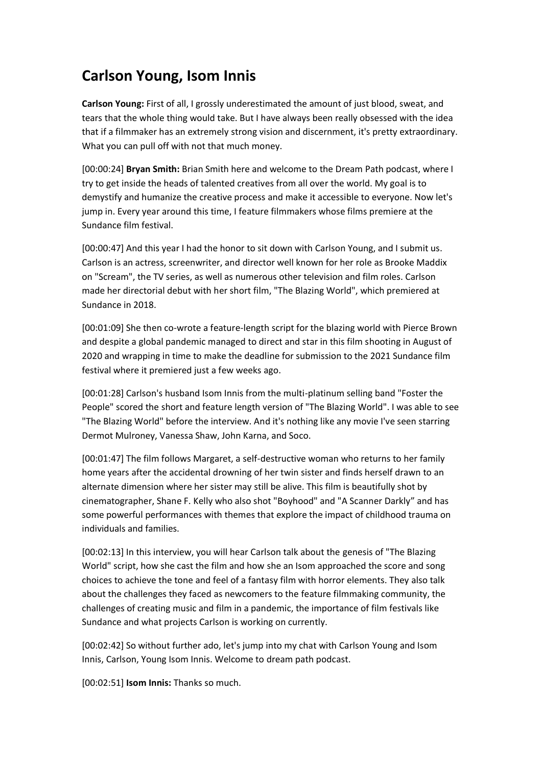# Carlson Young, Isom Innis

**Carlson Young:** First of all, I grossly underestimated the amount of just blood, sweat, and tears that the whole thing would take. But I have always been really obsessed with the idea that if a filmmaker has an extremely strong vision and discernment, it's pretty extraordinary. What you can pull off with not that much money.

[00:00:24] **Bryan Smith:** Brian Smith here and welcome to the Dream Path podcast, where I try to get inside the heads of talented creatives from all over the world. My goal is to demystify and humanize the creative process and make it accessible to everyone. Now let's jump in. Every year around this time, I feature filmmakers whose films premiere at the Sundance film festival.

[00:00:47] And this year I had the honor to sit down with Carlson Young, and I submit us. Carlson is an actress, screenwriter, and director well known for her role as Brooke Maddix on "Scream", the TV series, as well as numerous other television and film roles. Carlson made her directorial debut with her short film, "The Blazing World", which premiered at Sundance in 2018.

[00:01:09] She then co-wrote a feature-length script for the blazing world with Pierce Brown and despite a global pandemic managed to direct and star in this film shooting in August of 2020 and wrapping in time to make the deadline for submission to the 2021 Sundance film festival where it premiered just a few weeks ago.

[00:01:28] Carlson's husband Isom Innis from the multi-platinum selling band "Foster the People" scored the short and feature length version of "The Blazing World". I was able to see "The Blazing World" before the interview. And it's nothing like any movie I've seen starring Dermot Mulroney, Vanessa Shaw, John Karna, and Soco.

[00:01:47] The film follows Margaret, a self-destructive woman who returns to her family home years after the accidental drowning of her twin sister and finds herself drawn to an alternate dimension where her sister may still be alive. This film is beautifully shot by cinematographer, Shane F. Kelly who also shot "Boyhood" and "A Scanner Darkly" and has some powerful performances with themes that explore the impact of childhood trauma on individuals and families.

[00:02:13] In this interview, you will hear Carlson talk about the genesis of "The Blazing World" script, how she cast the film and how she an Isom approached the score and song choices to achieve the tone and feel of a fantasy film with horror elements. They also talk about the challenges they faced as newcomers to the feature filmmaking community, the challenges of creating music and film in a pandemic, the importance of film festivals like Sundance and what projects Carlson is working on currently.

[00:02:42] So without further ado, let's jump into my chat with Carlson Young and Isom Innis, Carlson, Young Isom Innis. Welcome to dream path podcast.

[00:02:51] **Isom Innis:** Thanks so much.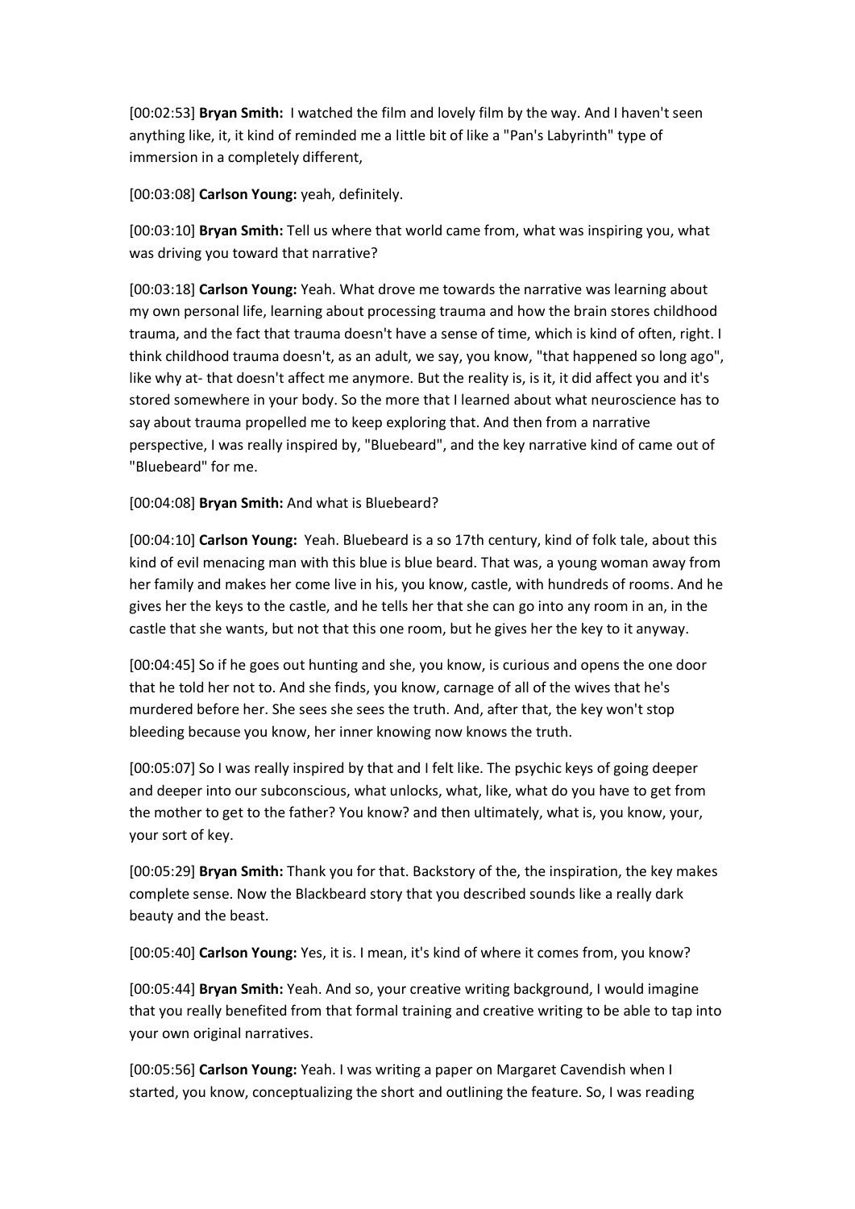[00:02:53] **Bryan Smith:** I watched the film and lovely film by the way. And I haven't seen anything like, it, it kind of reminded me a little bit of like a "Pan's Labyrinth" type of immersion in a completely different,

[00:03:08] **Carlson Young:** yeah, definitely.

[00:03:10] **Bryan Smith:** Tell us where that world came from, what was inspiring you, what was driving you toward that narrative?

[00:03:18] **Carlson Young:** Yeah. What drove me towards the narrative was learning about my own personal life, learning about processing trauma and how the brain stores childhood trauma, and the fact that trauma doesn't have a sense of time, which is kind of often, right. I think childhood trauma doesn't, as an adult, we say, you know, "that happened so long ago", like why at- that doesn't affect me anymore. But the reality is, is it, it did affect you and it's stored somewhere in your body. So the more that I learned about what neuroscience has to say about trauma propelled me to keep exploring that. And then from a narrative perspective, I was really inspired by, "Bluebeard", and the key narrative kind of came out of "Bluebeard" for me.

[00:04:08] **Bryan Smith:** And what is Bluebeard?

[00:04:10] **Carlson Young:** Yeah. Bluebeard is a so 17th century, kind of folk tale, about this kind of evil menacing man with this blue is blue beard. That was, a young woman away from her family and makes her come live in his, you know, castle, with hundreds of rooms. And he gives her the keys to the castle, and he tells her that she can go into any room in an, in the castle that she wants, but not that this one room, but he gives her the key to it anyway.

[00:04:45] So if he goes out hunting and she, you know, is curious and opens the one door that he told her not to. And she finds, you know, carnage of all of the wives that he's murdered before her. She sees she sees the truth. And, after that, the key won't stop bleeding because you know, her inner knowing now knows the truth.

[00:05:07] So I was really inspired by that and I felt like. The psychic keys of going deeper and deeper into our subconscious, what unlocks, what, like, what do you have to get from the mother to get to the father? You know? and then ultimately, what is, you know, your, your sort of key.

[00:05:29] **Bryan Smith:** Thank you for that. Backstory of the, the inspiration, the key makes complete sense. Now the Blackbeard story that you described sounds like a really dark beauty and the beast.

[00:05:40] **Carlson Young:** Yes, it is. I mean, it's kind of where it comes from, you know?

[00:05:44] **Bryan Smith:** Yeah. And so, your creative writing background, I would imagine that you really benefited from that formal training and creative writing to be able to tap into your own original narratives.

[00:05:56] **Carlson Young:** Yeah. I was writing a paper on Margaret Cavendish when I started, you know, conceptualizing the short and outlining the feature. So, I was reading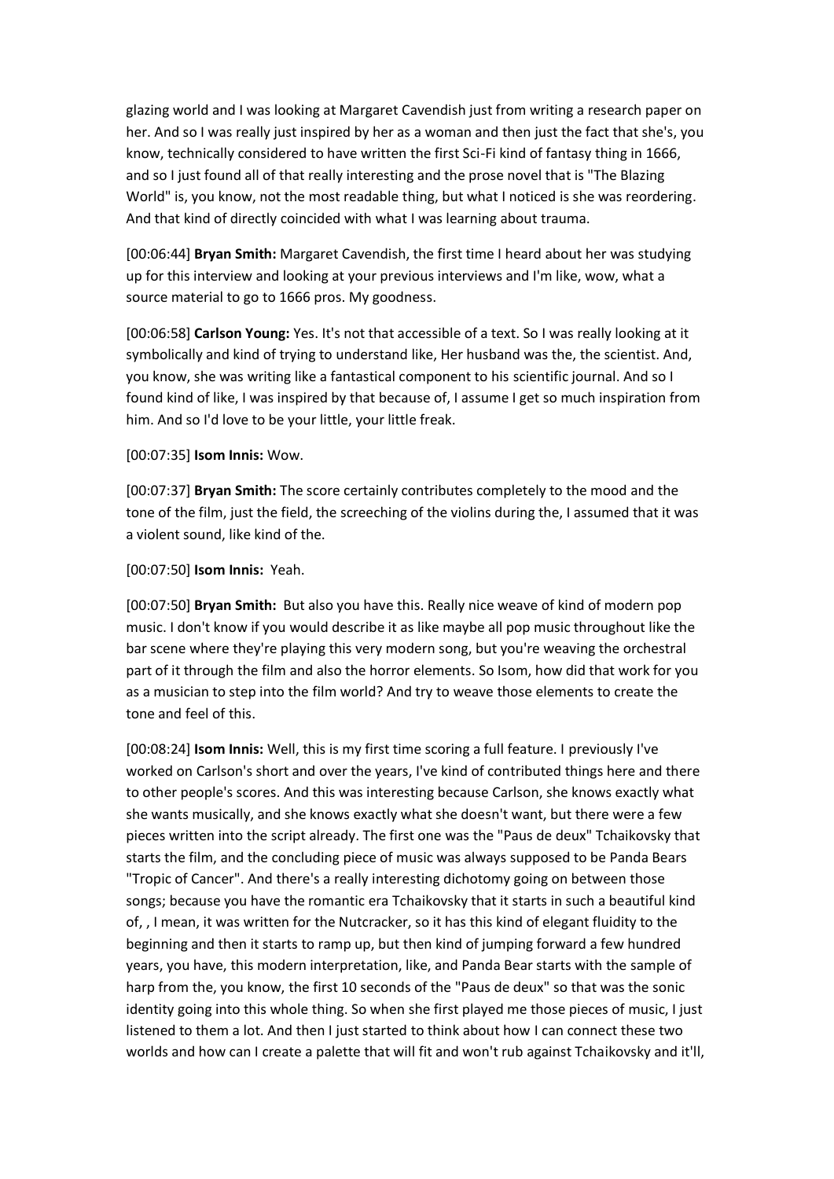glazing world and I was looking at Margaret Cavendish just from writing a research paper on her. And so I was really just inspired by her as a woman and then just the fact that she's, you know, technically considered to have written the first Sci-Fi kind of fantasy thing in 1666, and so I just found all of that really interesting and the prose novel that is "The Blazing World" is, you know, not the most readable thing, but what I noticed is she was reordering. And that kind of directly coincided with what I was learning about trauma.

[00:06:44] **Bryan Smith:** Margaret Cavendish, the first time I heard about her was studying up for this interview and looking at your previous interviews and I'm like, wow, what a source material to go to 1666 pros. My goodness.

[00:06:58] **Carlson Young:** Yes. It's not that accessible of a text. So I was really looking at it symbolically and kind of trying to understand like, Her husband was the, the scientist. And, you know, she was writing like a fantastical component to his scientific journal. And so I found kind of like, I was inspired by that because of, I assume I get so much inspiration from him. And so I'd love to be your little, your little freak.

[00:07:35] **Isom Innis:** Wow.

[00:07:37] **Bryan Smith:** The score certainly contributes completely to the mood and the tone of the film, just the field, the screeching of the violins during the, I assumed that it was a violent sound, like kind of the.

[00:07:50] **Isom Innis:** Yeah.

[00:07:50] **Bryan Smith:** But also you have this. Really nice weave of kind of modern pop music. I don't know if you would describe it as like maybe all pop music throughout like the bar scene where they're playing this very modern song, but you're weaving the orchestral part of it through the film and also the horror elements. So Isom, how did that work for you as a musician to step into the film world? And try to weave those elements to create the tone and feel of this.

[00:08:24] **Isom Innis:** Well, this is my first time scoring a full feature. I previously I've worked on Carlson's short and over the years, I've kind of contributed things here and there to other people's scores. And this was interesting because Carlson, she knows exactly what she wants musically, and she knows exactly what she doesn't want, but there were a few pieces written into the script already. The first one was the "Paus de deux" Tchaikovsky that starts the film, and the concluding piece of music was always supposed to be Panda Bears "Tropic of Cancer". And there's a really interesting dichotomy going on between those songs; because you have the romantic era Tchaikovsky that it starts in such a beautiful kind of, , I mean, it was written for the Nutcracker, so it has this kind of elegant fluidity to the beginning and then it starts to ramp up, but then kind of jumping forward a few hundred years, you have, this modern interpretation, like, and Panda Bear starts with the sample of harp from the, you know, the first 10 seconds of the "Paus de deux" so that was the sonic identity going into this whole thing. So when she first played me those pieces of music, I just listened to them a lot. And then I just started to think about how I can connect these two worlds and how can I create a palette that will fit and won't rub against Tchaikovsky and it'll,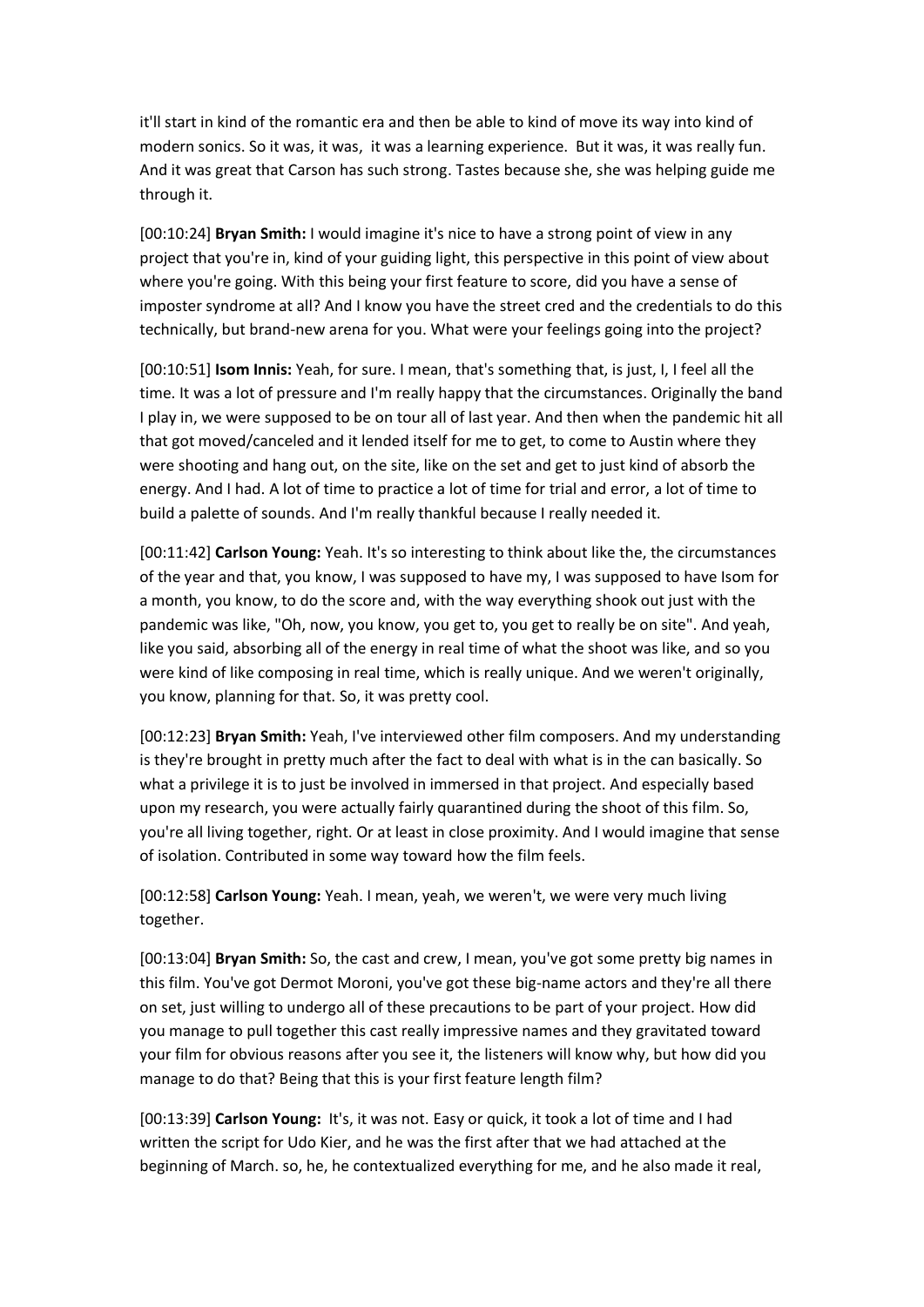it'll start in kind of the romantic era and then be able to kind of move its way into kind of modern sonics. So it was, it was, it was a learning experience. But it was, it was really fun. And it was great that Carson has such strong. Tastes because she, she was helping guide me through it.

[00:10:24] **Bryan Smith:** I would imagine it's nice to have a strong point of view in any project that you're in, kind of your guiding light, this perspective in this point of view about where you're going. With this being your first feature to score, did you have a sense of imposter syndrome at all? And I know you have the street cred and the credentials to do this technically, but brand-new arena for you. What were your feelings going into the project?

[00:10:51] **Isom Innis:** Yeah, for sure. I mean, that's something that, is just, I, I feel all the time. It was a lot of pressure and I'm really happy that the circumstances. Originally the band I play in, we were supposed to be on tour all of last year. And then when the pandemic hit all that got moved/canceled and it lended itself for me to get, to come to Austin where they were shooting and hang out, on the site, like on the set and get to just kind of absorb the energy. And I had. A lot of time to practice a lot of time for trial and error, a lot of time to build a palette of sounds. And I'm really thankful because I really needed it.

[00:11:42] **Carlson Young:** Yeah. It's so interesting to think about like the, the circumstances of the year and that, you know, I was supposed to have my, I was supposed to have Isom for a month, you know, to do the score and, with the way everything shook out just with the pandemic was like, "Oh, now, you know, you get to, you get to really be on site". And yeah, like you said, absorbing all of the energy in real time of what the shoot was like, and so you were kind of like composing in real time, which is really unique. And we weren't originally, you know, planning for that. So, it was pretty cool.

[00:12:23] **Bryan Smith:** Yeah, I've interviewed other film composers. And my understanding is they're brought in pretty much after the fact to deal with what is in the can basically. So what a privilege it is to just be involved in immersed in that project. And especially based upon my research, you were actually fairly quarantined during the shoot of this film. So, you're all living together, right. Or at least in close proximity. And I would imagine that sense of isolation. Contributed in some way toward how the film feels.

[00:12:58] **Carlson Young:** Yeah. I mean, yeah, we weren't, we were very much living together.

[00:13:04] **Bryan Smith:** So, the cast and crew, I mean, you've got some pretty big names in this film. You've got Dermot Moroni, you've got these big-name actors and they're all there on set, just willing to undergo all of these precautions to be part of your project. How did you manage to pull together this cast really impressive names and they gravitated toward your film for obvious reasons after you see it, the listeners will know why, but how did you manage to do that? Being that this is your first feature length film?

[00:13:39] **Carlson Young:** It's, it was not. Easy or quick, it took a lot of time and I had written the script for Udo Kier, and he was the first after that we had attached at the beginning of March. so, he, he contextualized everything for me, and he also made it real,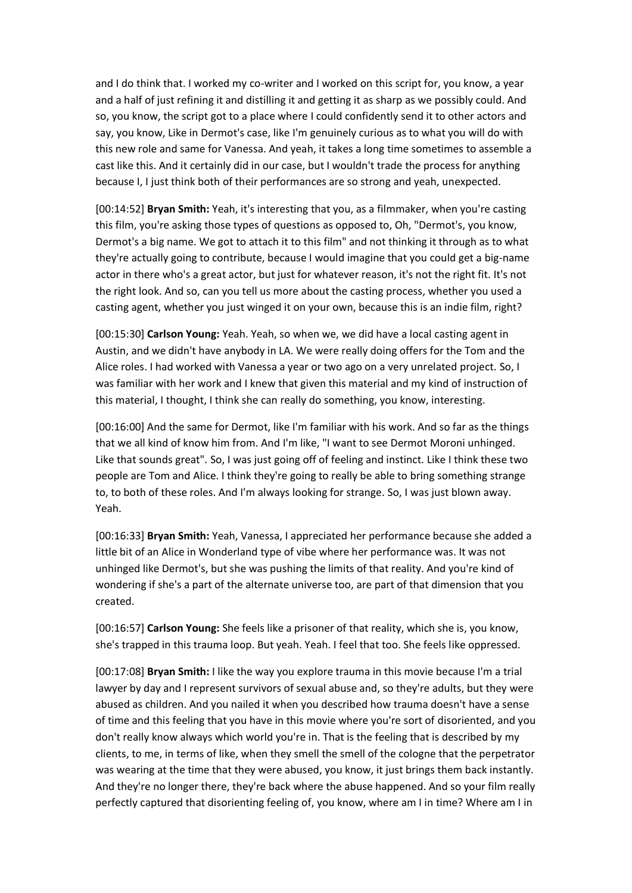and I do think that. I worked my co-writer and I worked on this script for, you know, a year and a half of just refining it and distilling it and getting it as sharp as we possibly could. And so, you know, the script got to a place where I could confidently send it to other actors and say, you know, Like in Dermot's case, like I'm genuinely curious as to what you will do with this new role and same for Vanessa. And yeah, it takes a long time sometimes to assemble a cast like this. And it certainly did in our case, but I wouldn't trade the process for anything because I, I just think both of their performances are so strong and yeah, unexpected.

[00:14:52] **Bryan Smith:** Yeah, it's interesting that you, as a filmmaker, when you're casting this film, you're asking those types of questions as opposed to, Oh, "Dermot's, you know, Dermot's a big name. We got to attach it to this film" and not thinking it through as to what they're actually going to contribute, because I would imagine that you could get a big-name actor in there who's a great actor, but just for whatever reason, it's not the right fit. It's not the right look. And so, can you tell us more about the casting process, whether you used a casting agent, whether you just winged it on your own, because this is an indie film, right?

[00:15:30] **Carlson Young:** Yeah. Yeah, so when we, we did have a local casting agent in Austin, and we didn't have anybody in LA. We were really doing offers for the Tom and the Alice roles. I had worked with Vanessa a year or two ago on a very unrelated project. So, I was familiar with her work and I knew that given this material and my kind of instruction of this material, I thought, I think she can really do something, you know, interesting.

[00:16:00] And the same for Dermot, like I'm familiar with his work. And so far as the things that we all kind of know him from. And I'm like, "I want to see Dermot Moroni unhinged. Like that sounds great". So, I was just going off of feeling and instinct. Like I think these two people are Tom and Alice. I think they're going to really be able to bring something strange to, to both of these roles. And I'm always looking for strange. So, I was just blown away. Yeah.

[00:16:33] **Bryan Smith:** Yeah, Vanessa, I appreciated her performance because she added a little bit of an Alice in Wonderland type of vibe where her performance was. It was not unhinged like Dermot's, but she was pushing the limits of that reality. And you're kind of wondering if she's a part of the alternate universe too, are part of that dimension that you created.

[00:16:57] **Carlson Young:** She feels like a prisoner of that reality, which she is, you know, she's trapped in this trauma loop. But yeah. Yeah. I feel that too. She feels like oppressed.

[00:17:08] **Bryan Smith:** I like the way you explore trauma in this movie because I'm a trial lawyer by day and I represent survivors of sexual abuse and, so they're adults, but they were abused as children. And you nailed it when you described how trauma doesn't have a sense of time and this feeling that you have in this movie where you're sort of disoriented, and you don't really know always which world you're in. That is the feeling that is described by my clients, to me, in terms of like, when they smell the smell of the cologne that the perpetrator was wearing at the time that they were abused, you know, it just brings them back instantly. And they're no longer there, they're back where the abuse happened. And so your film really perfectly captured that disorienting feeling of, you know, where am I in time? Where am I in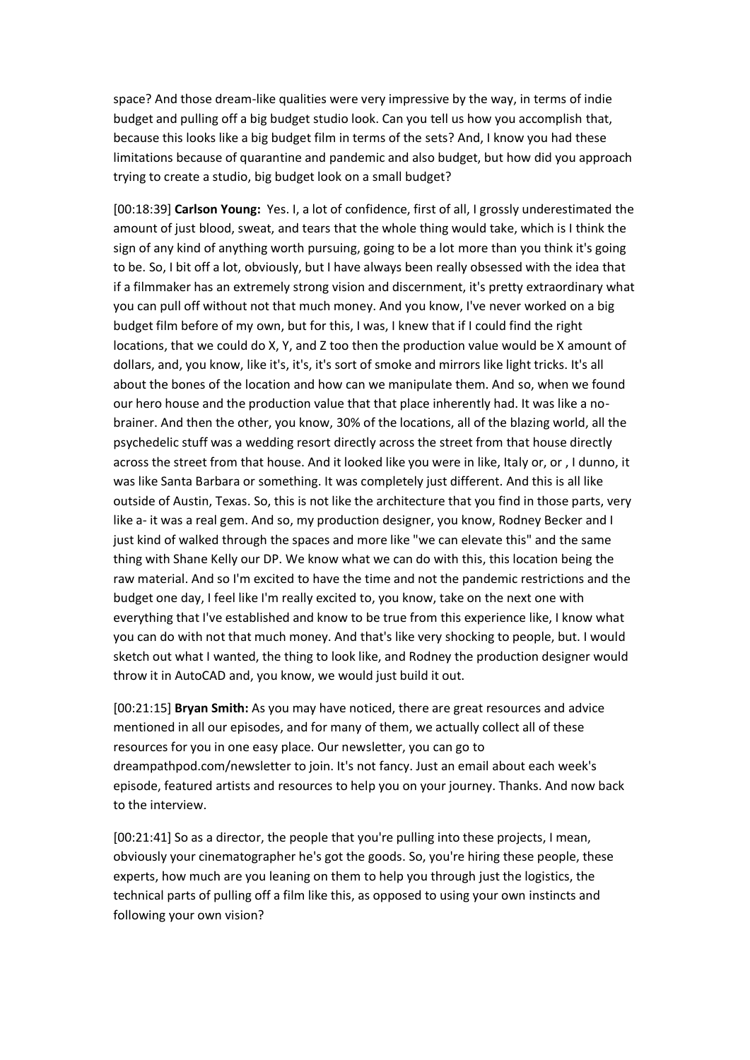space? And those dream-like qualities were very impressive by the way, in terms of indie budget and pulling off a big budget studio look. Can you tell us how you accomplish that, because this looks like a big budget film in terms of the sets? And, I know you had these limitations because of quarantine and pandemic and also budget, but how did you approach trying to create a studio, big budget look on a small budget?

[00:18:39] **Carlson Young:** Yes. I, a lot of confidence, first of all, I grossly underestimated the amount of just blood, sweat, and tears that the whole thing would take, which is I think the sign of any kind of anything worth pursuing, going to be a lot more than you think it's going to be. So, I bit off a lot, obviously, but I have always been really obsessed with the idea that if a filmmaker has an extremely strong vision and discernment, it's pretty extraordinary what you can pull off without not that much money. And you know, I've never worked on a big budget film before of my own, but for this, I was, I knew that if I could find the right locations, that we could do X, Y, and Z too then the production value would be X amount of dollars, and, you know, like it's, it's, it's sort of smoke and mirrors like light tricks. It's all about the bones of the location and how can we manipulate them. And so, when we found our hero house and the production value that that place inherently had. It was like a no-brainer. And then the other, you know, 30% of the locations, all of the blazing world, all the psychedelic stuff was a wedding resort directly across the street from that house directly across the street from that house. And it looked like you were in like, Italy or, or , I dunno, it was like Santa Barbara or something. It was completely just different. And this is all like outside of Austin, Texas. So, this is not like the architecture that you find in those parts, very like a- it was a real gem. And so, my production designer, you know, Rodney Becker and I just kind of walked through the spaces and more like "we can elevate this" and the same thing with Shane Kelly our DP. We know what we can do with this, this location being the raw material. And so I'm excited to have the time and not the pandemic restrictions and the budget one day, I feel like I'm really excited to, you know, take on the next one with everything that I've established and know to be true from this experience like, I know what you can do with not that much money. And that's like very shocking to people, but. I would sketch out what I wanted, the thing to look like, and Rodney the production designer would throw it in AutoCAD and, you know, we would just build it out.

[00:21:15] **Bryan Smith:** As you may have noticed, there are great resources and advice mentioned in all our episodes, and for many of them, we actually collect all of these resources for you in one easy place. Our newsletter, you can go to dreampathpod.com/newsletter to join. It's not fancy. Just an email about each week's episode, featured artists and resources to help you on your journey. Thanks. And now back to the interview.

[00:21:41] So as a director, the people that you're pulling into these projects, I mean, obviously your cinematographer he's got the goods. So, you're hiring these people, these experts, how much are you leaning on them to help you through just the logistics, the technical parts of pulling off a film like this, as opposed to using your own instincts and following your own vision?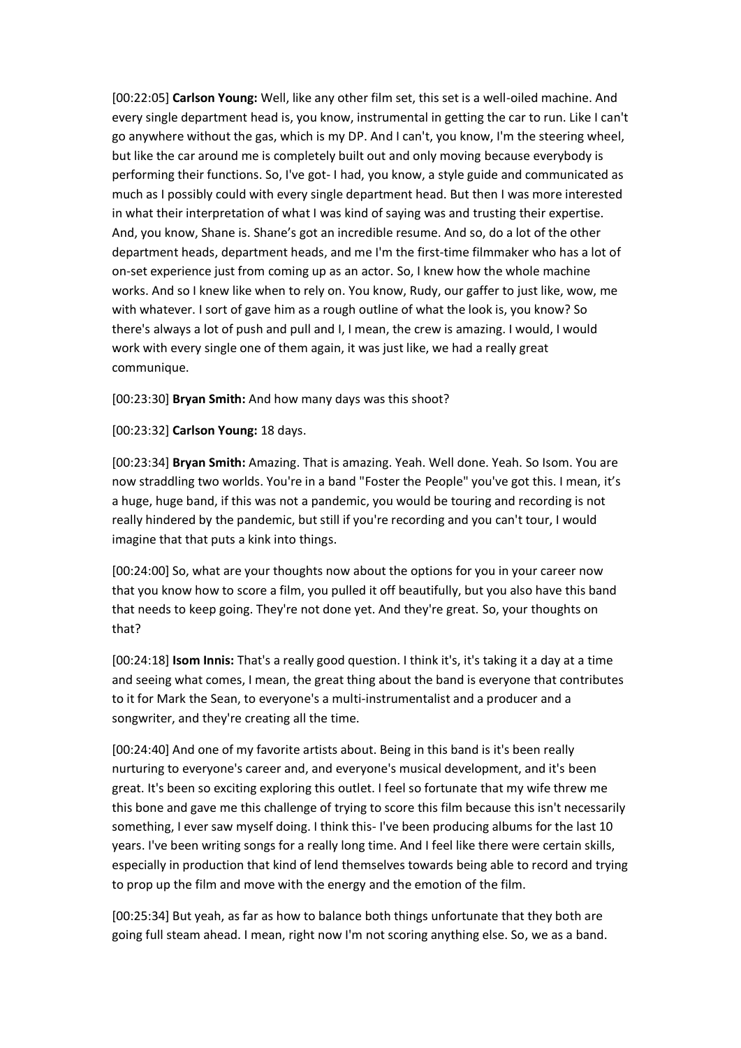[00:22:05] **Carlson Young:** Well, like any other film set, this set is a well-oiled machine. And every single department head is, you know, instrumental in getting the car to run. Like I can't go anywhere without the gas, which is my DP. And I can't, you know, I'm the steering wheel, but like the car around me is completely built out and only moving because everybody is performing their functions. So, I've got- I had, you know, a style guide and communicated as much as I possibly could with every single department head. But then I was more interested in what their interpretation of what I was kind of saying was and trusting their expertise. And, you know, Shane is. Shane's got an incredible resume. And so, do a lot of the other department heads, department heads, and me I'm the first-time filmmaker who has a lot of on-set experience just from coming up as an actor. So, I knew how the whole machine works. And so I knew like when to rely on. You know, Rudy, our gaffer to just like, wow, me with whatever. I sort of gave him as a rough outline of what the look is, you know? So there's always a lot of push and pull and I, I mean, the crew is amazing. I would, I would work with every single one of them again, it was just like, we had a really great communique.

[00:23:30] **Bryan Smith:** And how many days was this shoot?

[00:23:32] **Carlson Young:** 18 days.

[00:23:34] **Bryan Smith:** Amazing. That is amazing. Yeah. Well done. Yeah. So Isom. You are now straddling two worlds. You're in a band "Foster the People" you've got this. I mean, it's a huge, huge band, if this was not a pandemic, you would be touring and recording is not really hindered by the pandemic, but still if you're recording and you can't tour, I would imagine that that puts a kink into things.

[00:24:00] So, what are your thoughts now about the options for you in your career now that you know how to score a film, you pulled it off beautifully, but you also have this band that needs to keep going. They're not done yet. And they're great. So, your thoughts on that?

[00:24:18] **Isom Innis:** That's a really good question. I think it's, it's taking it a day at a time and seeing what comes, I mean, the great thing about the band is everyone that contributes to it for Mark the Sean, to everyone's a multi-instrumentalist and a producer and a songwriter, and they're creating all the time.

[00:24:40] And one of my favorite artists about. Being in this band is it's been really nurturing to everyone's career and, and everyone's musical development, and it's been great. It's been so exciting exploring this outlet. I feel so fortunate that my wife threw me this bone and gave me this challenge of trying to score this film because this isn't necessarily something, I ever saw myself doing. I think this- I've been producing albums for the last 10 years. I've been writing songs for a really long time. And I feel like there were certain skills, especially in production that kind of lend themselves towards being able to record and trying to prop up the film and move with the energy and the emotion of the film.

[00:25:34] But yeah, as far as how to balance both things unfortunate that they both are going full steam ahead. I mean, right now I'm not scoring anything else. So, we as a band.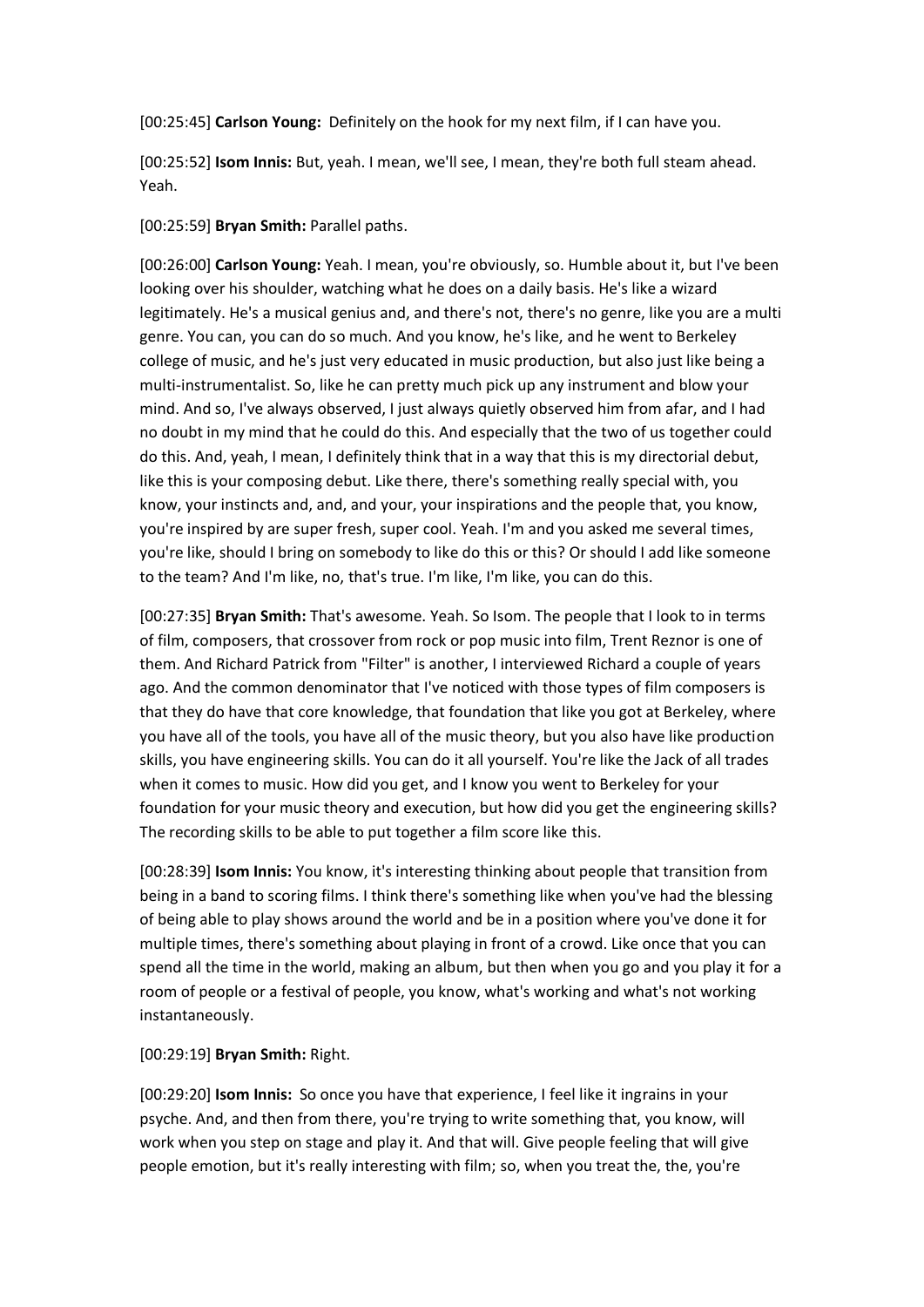[00:25:45] **Carlson Young:** Definitely on the hook for my next film, if I can have you.

[00:25:52] **Isom Innis:** But, yeah. I mean, we'll see, I mean, they're both full steam ahead. Yeah.

[00:25:59] **Bryan Smith:** Parallel paths.

[00:26:00] **Carlson Young:** Yeah. I mean, you're obviously, so. Humble about it, but I've been looking over his shoulder, watching what he does on a daily basis. He's like a wizard legitimately. He's a musical genius and, and there's not, there's no genre, like you are a multi genre. You can, you can do so much. And you know, he's like, and he went to Berkeley college of music, and he's just very educated in music production, but also just like being a multi-instrumentalist. So, like he can pretty much pick up any instrument and blow your mind. And so, I've always observed, I just always quietly observed him from afar, and I had no doubt in my mind that he could do this. And especially that the two of us together could do this. And, yeah, I mean, I definitely think that in a way that this is my directorial debut, like this is your composing debut. Like there, there's something really special with, you know, your instincts and, and, and your, your inspirations and the people that, you know, you're inspired by are super fresh, super cool. Yeah. I'm and you asked me several times, you're like, should I bring on somebody to like do this or this? Or should I add like someone to the team? And I'm like, no, that's true. I'm like, I'm like, you can do this.

[00:27:35] **Bryan Smith:** That's awesome. Yeah. So Isom. The people that I look to in terms of film, composers, that crossover from rock or pop music into film, Trent Reznor is one of them. And Richard Patrick from "Filter" is another, I interviewed Richard a couple of years ago. And the common denominator that I've noticed with those types of film composers is that they do have that core knowledge, that foundation that like you got at Berkeley, where you have all of the tools, you have all of the music theory, but you also have like production skills, you have engineering skills. You can do it all yourself. You're like the Jack of all trades when it comes to music. How did you get, and I know you went to Berkeley for your foundation for your music theory and execution, but how did you get the engineering skills? The recording skills to be able to put together a film score like this.

[00:28:39] **Isom Innis:** You know, it's interesting thinking about people that transition from being in a band to scoring films. I think there's something like when you've had the blessing of being able to play shows around the world and be in a position where you've done it for multiple times, there's something about playing in front of a crowd. Like once that you can spend all the time in the world, making an album, but then when you go and you play it for a room of people or a festival of people, you know, what's working and what's not working instantaneously.

[00:29:19] **Bryan Smith:** Right.

[00:29:20] **Isom Innis:** So once you have that experience, I feel like it ingrains in your psyche. And, and then from there, you're trying to write something that, you know, will work when you step on stage and play it. And that will. Give people feeling that will give people emotion, but it's really interesting with film; so, when you treat the, the, you're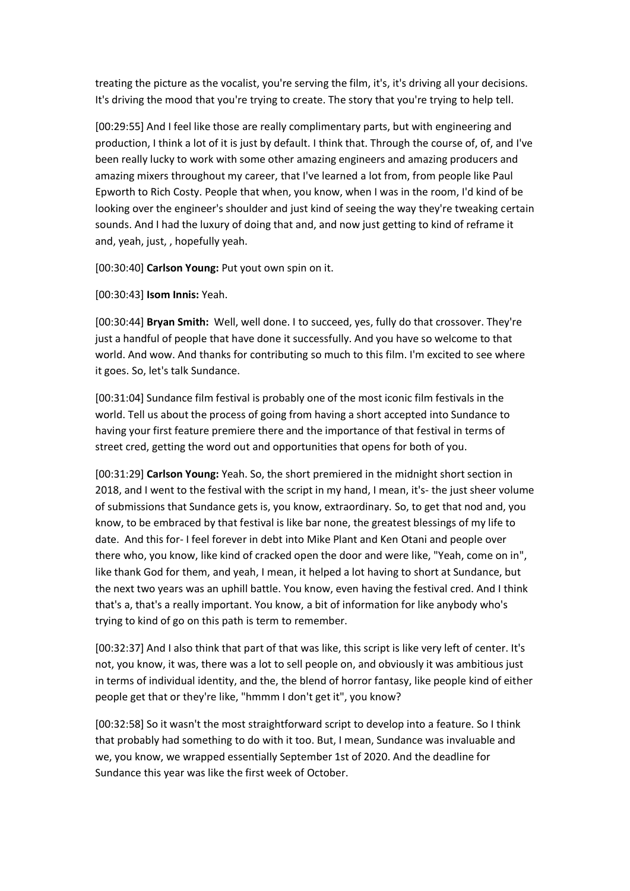treating the picture as the vocalist, you're serving the film, it's, it's driving all your decisions. It's driving the mood that you're trying to create. The story that you're trying to help tell.

[00:29:55] And I feel like those are really complimentary parts, but with engineering and production, I think a lot of it is just by default. I think that. Through the course of, of, and I've been really lucky to work with some other amazing engineers and amazing producers and amazing mixers throughout my career, that I've learned a lot from, from people like Paul Epworth to Rich Costy. People that when, you know, when I was in the room, I'd kind of be looking over the engineer's shoulder and just kind of seeing the way they're tweaking certain sounds. And I had the luxury of doing that and, and now just getting to kind of reframe it and, yeah, just, , hopefully yeah.

[00:30:40] **Carlson Young:** Put yout own spin on it.

[00:30:43] **Isom Innis:** Yeah.

[00:30:44] **Bryan Smith:** Well, well done. I to succeed, yes, fully do that crossover. They're just a handful of people that have done it successfully. And you have so welcome to that world. And wow. And thanks for contributing so much to this film. I'm excited to see where it goes. So, let's talk Sundance.

[00:31:04] Sundance film festival is probably one of the most iconic film festivals in the world. Tell us about the process of going from having a short accepted into Sundance to having your first feature premiere there and the importance of that festival in terms of street cred, getting the word out and opportunities that opens for both of you.

[00:31:29] **Carlson Young:** Yeah. So, the short premiered in the midnight short section in 2018, and I went to the festival with the script in my hand, I mean, it's- the just sheer volume of submissions that Sundance gets is, you know, extraordinary. So, to get that nod and, you know, to be embraced by that festival is like bar none, the greatest blessings of my life to date. And this for- I feel forever in debt into Mike Plant and Ken Otani and people over there who, you know, like kind of cracked open the door and were like, "Yeah, come on in", like thank God for them, and yeah, I mean, it helped a lot having to short at Sundance, but the next two years was an uphill battle. You know, even having the festival cred. And I think that's a, that's a really important. You know, a bit of information for like anybody who's trying to kind of go on this path is term to remember.

[00:32:37] And I also think that part of that was like, this script is like very left of center. It's not, you know, it was, there was a lot to sell people on, and obviously it was ambitious just in terms of individual identity, and the, the blend of horror fantasy, like people kind of either people get that or they're like, "hmmm I don't get it", you know?

[00:32:58] So it wasn't the most straightforward script to develop into a feature. So I think that probably had something to do with it too. But, I mean, Sundance was invaluable and we, you know, we wrapped essentially September 1st of 2020. And the deadline for Sundance this year was like the first week of October.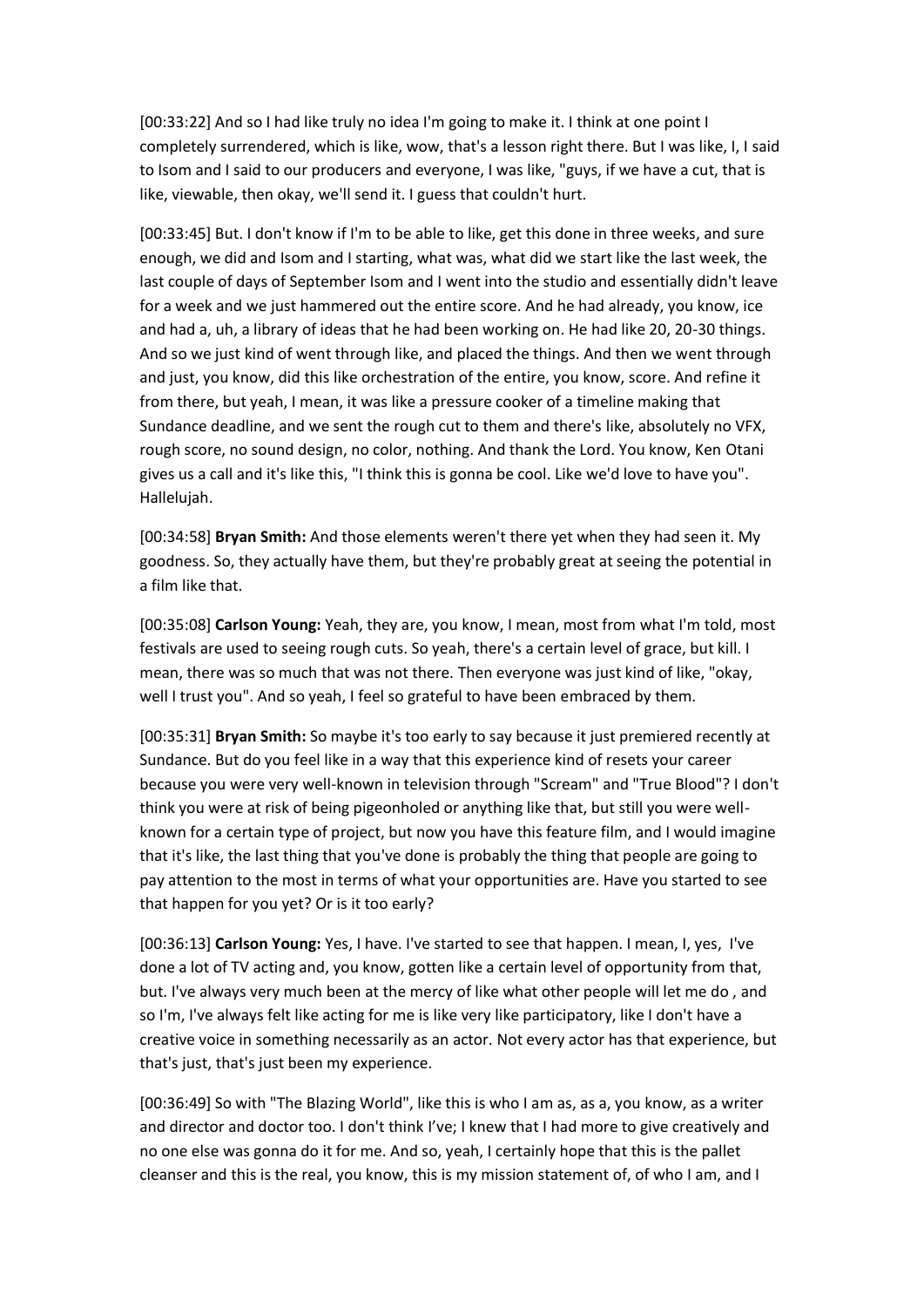[00:33:22] And so I had like truly no idea I'm going to make it. I think at one point I completely surrendered, which is like, wow, that's a lesson right there. But I was like, I, I said to Isom and I said to our producers and everyone, I was like, "guys, if we have a cut, that is like, viewable, then okay, we'll send it. I guess that couldn't hurt.

[00:33:45] But. I don't know if I'm to be able to like, get this done in three weeks, and sure enough, we did and Isom and I starting, what was, what did we start like the last week, the last couple of days of September Isom and I went into the studio and essentially didn't leave for a week and we just hammered out the entire score. And he had already, you know, ice and had a, uh, a library of ideas that he had been working on. He had like 20, 20-30 things. And so we just kind of went through like, and placed the things. And then we went through and just, you know, did this like orchestration of the entire, you know, score. And refine it from there, but yeah, I mean, it was like a pressure cooker of a timeline making that Sundance deadline, and we sent the rough cut to them and there's like, absolutely no VFX, rough score, no sound design, no color, nothing. And thank the Lord. You know, Ken Otani gives us a call and it's like this, "I think this is gonna be cool. Like we'd love to have you". Hallelujah.

[00:34:58] **Bryan Smith:** And those elements weren't there yet when they had seen it. My goodness. So, they actually have them, but they're probably great at seeing the potential in a film like that.

[00:35:08] **Carlson Young:** Yeah, they are, you know, I mean, most from what I'm told, most festivals are used to seeing rough cuts. So yeah, there's a certain level of grace, but kill. I mean, there was so much that was not there. Then everyone was just kind of like, "okay, well I trust you". And so yeah, I feel so grateful to have been embraced by them.

[00:35:31] **Bryan Smith:** So maybe it's too early to say because it just premiered recently at Sundance. But do you feel like in a way that this experience kind of resets your career because you were very well-known in television through "Scream" and "True Blood"? I don't think you were at risk of being pigeonholed or anything like that, but still you were well-known for a certain type of project, but now you have this feature film, and I would imagine that it's like, the last thing that you've done is probably the thing that people are going to pay attention to the most in terms of what your opportunities are. Have you started to see that happen for you yet? Or is it too early?

[00:36:13] **Carlson Young:** Yes, I have. I've started to see that happen. I mean, I, yes, I've done a lot of TV acting and, you know, gotten like a certain level of opportunity from that, but. I've always very much been at the mercy of like what other people will let me do , and so I'm, I've always felt like acting for me is like very like participatory, like I don't have a creative voice in something necessarily as an actor. Not every actor has that experience, but that's just, that's just been my experience.

[00:36:49] So with "The Blazing World", like this is who I am as, as a, you know, as a writer and director and doctor too. I don't think I've; I knew that I had more to give creatively and no one else was gonna do it for me. And so, yeah, I certainly hope that this is the pallet cleanser and this is the real, you know, this is my mission statement of, of who I am, and I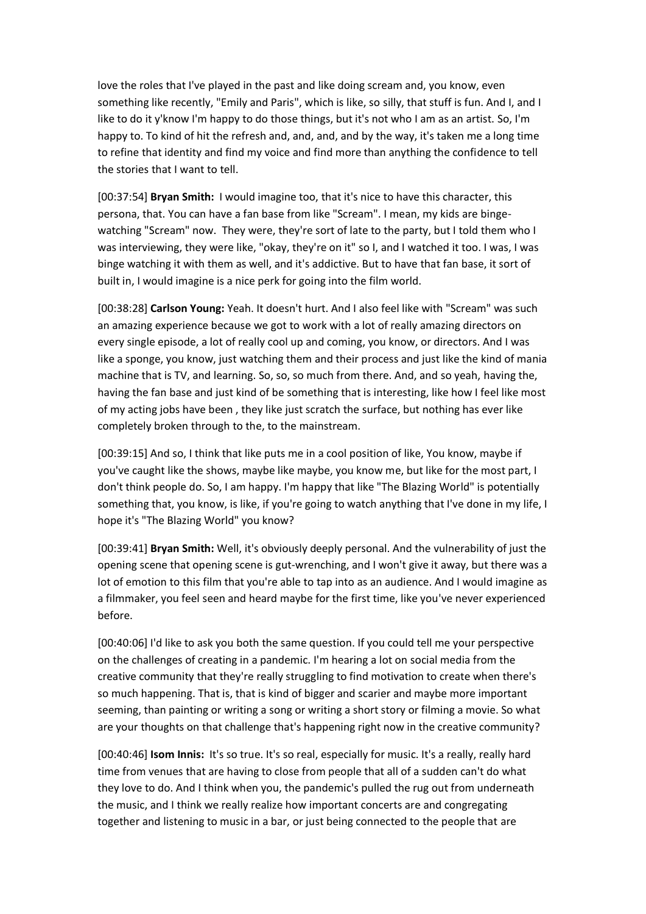love the roles that I've played in the past and like doing scream and, you know, even something like recently, "Emily and Paris", which is like, so silly, that stuff is fun. And I, and I like to do it y'know I'm happy to do those things, but it's not who I am as an artist. So, I'm happy to. To kind of hit the refresh and, and, and, and by the way, it's taken me a long time to refine that identity and find my voice and find more than anything the confidence to tell the stories that I want to tell.

[00:37:54] **Bryan Smith:** I would imagine too, that it's nice to have this character, this persona, that. You can have a fan base from like "Scream". I mean, my kids are binge-watching "Scream" now. They were, they're sort of late to the party, but I told them who I was interviewing, they were like, "okay, they're on it" so I, and I watched it too. I was, I was binge watching it with them as well, and it's addictive. But to have that fan base, it sort of built in, I would imagine is a nice perk for going into the film world.

[00:38:28] **Carlson Young:** Yeah. It doesn't hurt. And I also feel like with "Scream" was such an amazing experience because we got to work with a lot of really amazing directors on every single episode, a lot of really cool up and coming, you know, or directors. And I was like a sponge, you know, just watching them and their process and just like the kind of mania machine that is TV, and learning. So, so, so much from there. And, and so yeah, having the, having the fan base and just kind of be something that is interesting, like how I feel like most of my acting jobs have been , they like just scratch the surface, but nothing has ever like completely broken through to the, to the mainstream.

[00:39:15] And so, I think that like puts me in a cool position of like, You know, maybe if you've caught like the shows, maybe like maybe, you know me, but like for the most part, I don't think people do. So, I am happy. I'm happy that like "The Blazing World" is potentially something that, you know, is like, if you're going to watch anything that I've done in my life, I hope it's "The Blazing World" you know?

[00:39:41] **Bryan Smith:** Well, it's obviously deeply personal. And the vulnerability of just the opening scene that opening scene is gut-wrenching, and I won't give it away, but there was a lot of emotion to this film that you're able to tap into as an audience. And I would imagine as a filmmaker, you feel seen and heard maybe for the first time, like you've never experienced before.

[00:40:06] I'd like to ask you both the same question. If you could tell me your perspective on the challenges of creating in a pandemic. I'm hearing a lot on social media from the creative community that they're really struggling to find motivation to create when there's so much happening. That is, that is kind of bigger and scarier and maybe more important seeming, than painting or writing a song or writing a short story or filming a movie. So what are your thoughts on that challenge that's happening right now in the creative community?

[00:40:46] **Isom Innis:** It's so true. It's so real, especially for music. It's a really, really hard time from venues that are having to close from people that all of a sudden can't do what they love to do. And I think when you, the pandemic's pulled the rug out from underneath the music, and I think we really realize how important concerts are and congregating together and listening to music in a bar, or just being connected to the people that are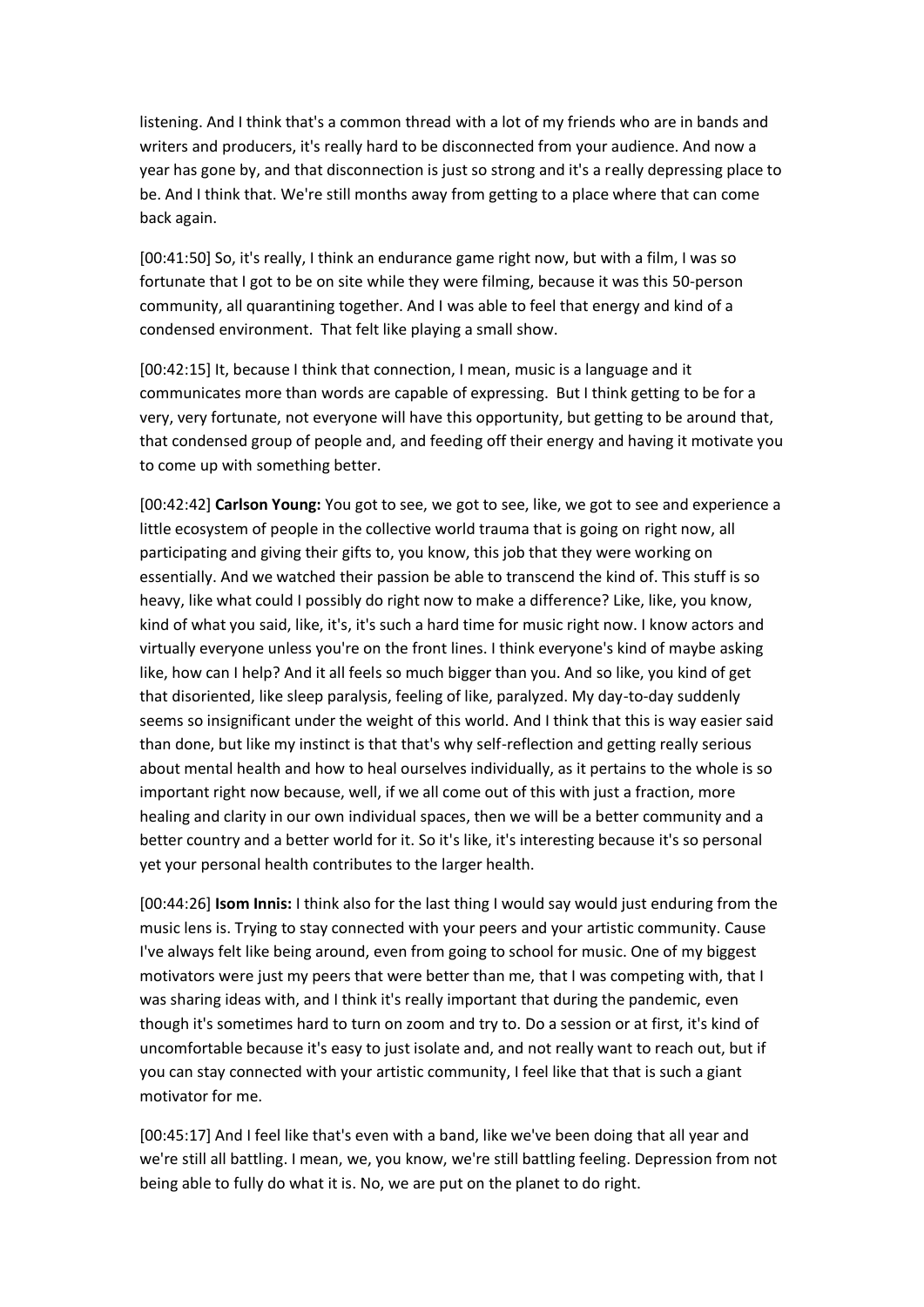listening. And I think that's a common thread with a lot of my friends who are in bands and writers and producers, it's really hard to be disconnected from your audience. And now a year has gone by, and that disconnection is just so strong and it's a really depressing place to be. And I think that. We're still months away from getting to a place where that can come back again.

[00:41:50] So, it's really, I think an endurance game right now, but with a film, I was so fortunate that I got to be on site while they were filming, because it was this 50-person community, all quarantining together. And I was able to feel that energy and kind of a condensed environment. That felt like playing a small show.

[00:42:15] It, because I think that connection, I mean, music is a language and it communicates more than words are capable of expressing. But I think getting to be for a very, very fortunate, not everyone will have this opportunity, but getting to be around that, that condensed group of people and, and feeding off their energy and having it motivate you to come up with something better.

[00:42:42] **Carlson Young:** You got to see, we got to see, like, we got to see and experience a little ecosystem of people in the collective world trauma that is going on right now, all participating and giving their gifts to, you know, this job that they were working on essentially. And we watched their passion be able to transcend the kind of. This stuff is so heavy, like what could I possibly do right now to make a difference? Like, like, you know, kind of what you said, like, it's, it's such a hard time for music right now. I know actors and virtually everyone unless you're on the front lines. I think everyone's kind of maybe asking like, how can I help? And it all feels so much bigger than you. And so like, you kind of get that disoriented, like sleep paralysis, feeling of like, paralyzed. My day-to-day suddenly seems so insignificant under the weight of this world. And I think that this is way easier said than done, but like my instinct is that that's why self-reflection and getting really serious about mental health and how to heal ourselves individually, as it pertains to the whole is so important right now because, well, if we all come out of this with just a fraction, more healing and clarity in our own individual spaces, then we will be a better community and a better country and a better world for it. So it's like, it's interesting because it's so personal yet your personal health contributes to the larger health.

[00:44:26] **Isom Innis:** I think also for the last thing I would say would just enduring from the music lens is. Trying to stay connected with your peers and your artistic community. Cause I've always felt like being around, even from going to school for music. One of my biggest motivators were just my peers that were better than me, that I was competing with, that I was sharing ideas with, and I think it's really important that during the pandemic, even though it's sometimes hard to turn on zoom and try to. Do a session or at first, it's kind of uncomfortable because it's easy to just isolate and, and not really want to reach out, but if you can stay connected with your artistic community, I feel like that that is such a giant motivator for me.

[00:45:17] And I feel like that's even with a band, like we've been doing that all year and we're still all battling. I mean, we, you know, we're still battling feeling. Depression from not being able to fully do what it is. No, we are put on the planet to do right.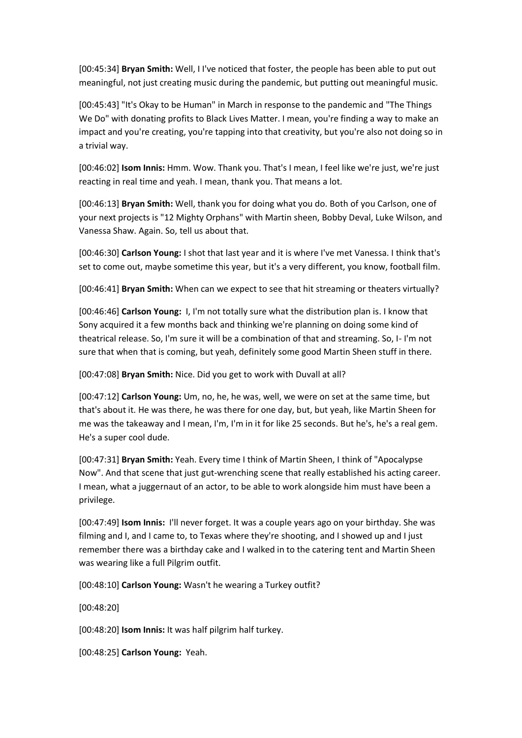[00:45:34] **Bryan Smith:** Well, I I've noticed that foster, the people has been able to put out meaningful, not just creating music during the pandemic, but putting out meaningful music.

[00:45:43] "It's Okay to be Human" in March in response to the pandemic and "The Things We Do" with donating profits to Black Lives Matter. I mean, you're finding a way to make an impact and you're creating, you're tapping into that creativity, but you're also not doing so in a trivial way.

[00:46:02] **Isom Innis:** Hmm. Wow. Thank you. That's I mean, I feel like we're just, we're just reacting in real time and yeah. I mean, thank you. That means a lot.

[00:46:13] **Bryan Smith:** Well, thank you for doing what you do. Both of you Carlson, one of your next projects is "12 Mighty Orphans" with Martin sheen, Bobby Deval, Luke Wilson, and Vanessa Shaw. Again. So, tell us about that.

[00:46:30] **Carlson Young:** I shot that last year and it is where I've met Vanessa. I think that's set to come out, maybe sometime this year, but it's a very different, you know, football film.

[00:46:41] **Bryan Smith:** When can we expect to see that hit streaming or theaters virtually?

[00:46:46] **Carlson Young:** I, I'm not totally sure what the distribution plan is. I know that Sony acquired it a few months back and thinking we're planning on doing some kind of theatrical release. So, I'm sure it will be a combination of that and streaming. So, I- I'm not sure that when that is coming, but yeah, definitely some good Martin Sheen stuff in there.

[00:47:08] **Bryan Smith:** Nice. Did you get to work with Duvall at all?

[00:47:12] **Carlson Young:** Um, no, he, he was, well, we were on set at the same time, but that's about it. He was there, he was there for one day, but, but yeah, like Martin Sheen for me was the takeaway and I mean, I'm, I'm in it for like 25 seconds. But he's, he's a real gem. He's a super cool dude.

[00:47:31] **Bryan Smith:** Yeah. Every time I think of Martin Sheen, I think of "Apocalypse Now". And that scene that just gut-wrenching scene that really established his acting career. I mean, what a juggernaut of an actor, to be able to work alongside him must have been a privilege.

[00:47:49] **Isom Innis:** I'll never forget. It was a couple years ago on your birthday. She was filming and I, and I came to, to Texas where they're shooting, and I showed up and I just remember there was a birthday cake and I walked in to the catering tent and Martin Sheen was wearing like a full Pilgrim outfit.

[00:48:10] **Carlson Young:** Wasn't he wearing a Turkey outfit?

[00:48:20]

[00:48:20] **Isom Innis:** It was half pilgrim half turkey.

[00:48:25] **Carlson Young:** Yeah.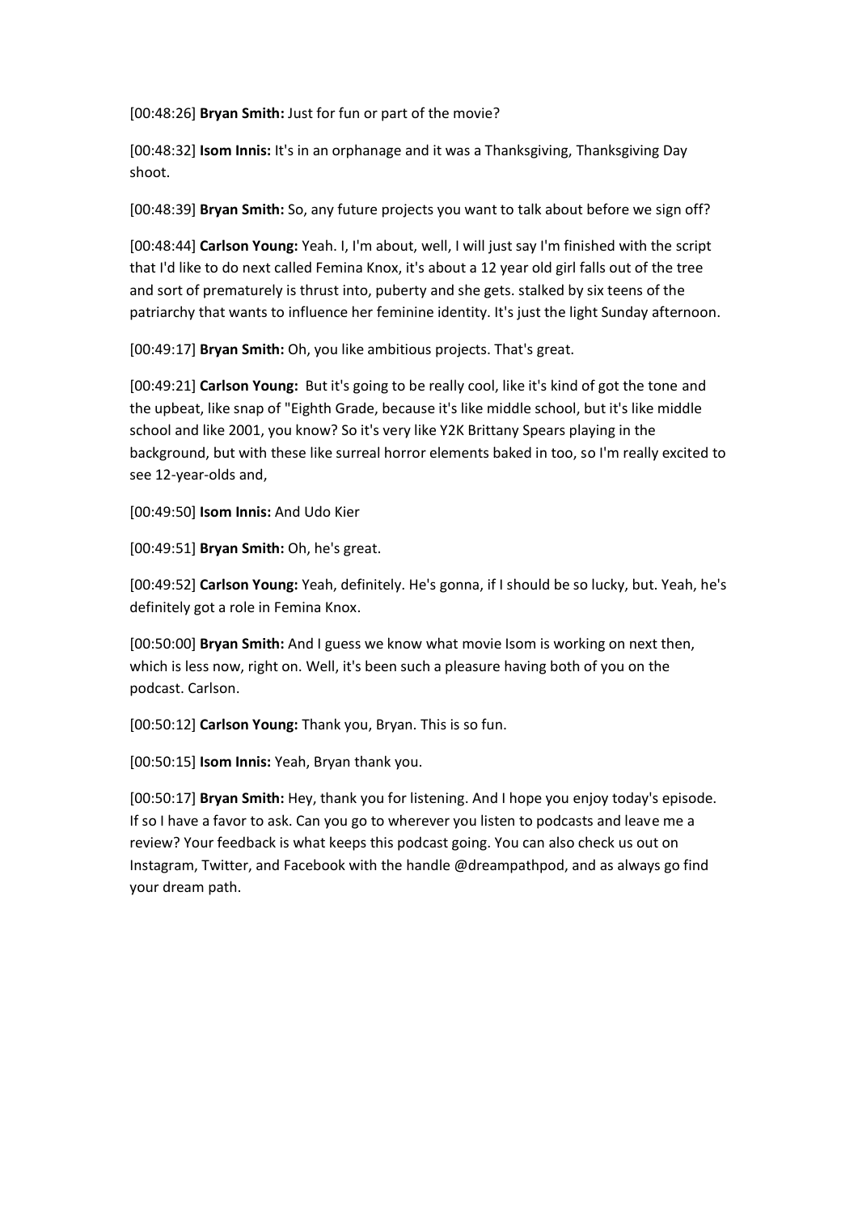[00:48:26] **Bryan Smith:** Just for fun or part of the movie?

[00:48:32] **Isom Innis:** It's in an orphanage and it was a Thanksgiving, Thanksgiving Day shoot.

[00:48:39] **Bryan Smith:** So, any future projects you want to talk about before we sign off?

[00:48:44] **Carlson Young:** Yeah. I, I'm about, well, I will just say I'm finished with the script that I'd like to do next called Femina Knox, it's about a 12 year old girl falls out of the tree and sort of prematurely is thrust into, puberty and she gets. stalked by six teens of the patriarchy that wants to influence her feminine identity. It's just the light Sunday afternoon.

[00:49:17] **Bryan Smith:** Oh, you like ambitious projects. That's great.

[00:49:21] **Carlson Young:** But it's going to be really cool, like it's kind of got the tone and the upbeat, like snap of "Eighth Grade, because it's like middle school, but it's like middle school and like 2001, you know? So it's very like Y2K Brittany Spears playing in the background, but with these like surreal horror elements baked in too, so I'm really excited to see 12-year-olds and,

[00:49:50] **Isom Innis:** And Udo Kier

[00:49:51] **Bryan Smith:** Oh, he's great.

[00:49:52] **Carlson Young:** Yeah, definitely. He's gonna, if I should be so lucky, but. Yeah, he's definitely got a role in Femina Knox.

[00:50:00] **Bryan Smith:** And I guess we know what movie Isom is working on next then, which is less now, right on. Well, it's been such a pleasure having both of you on the podcast. Carlson.

[00:50:12] **Carlson Young:** Thank you, Bryan. This is so fun.

[00:50:15] **Isom Innis:** Yeah, Bryan thank you.

[00:50:17] **Bryan Smith:** Hey, thank you for listening. And I hope you enjoy today's episode. If so I have a favor to ask. Can you go to wherever you listen to podcasts and leave me a review? Your feedback is what keeps this podcast going. You can also check us out on Instagram, Twitter, and Facebook with the handle @dreampathpod, and as always go find your dream path.